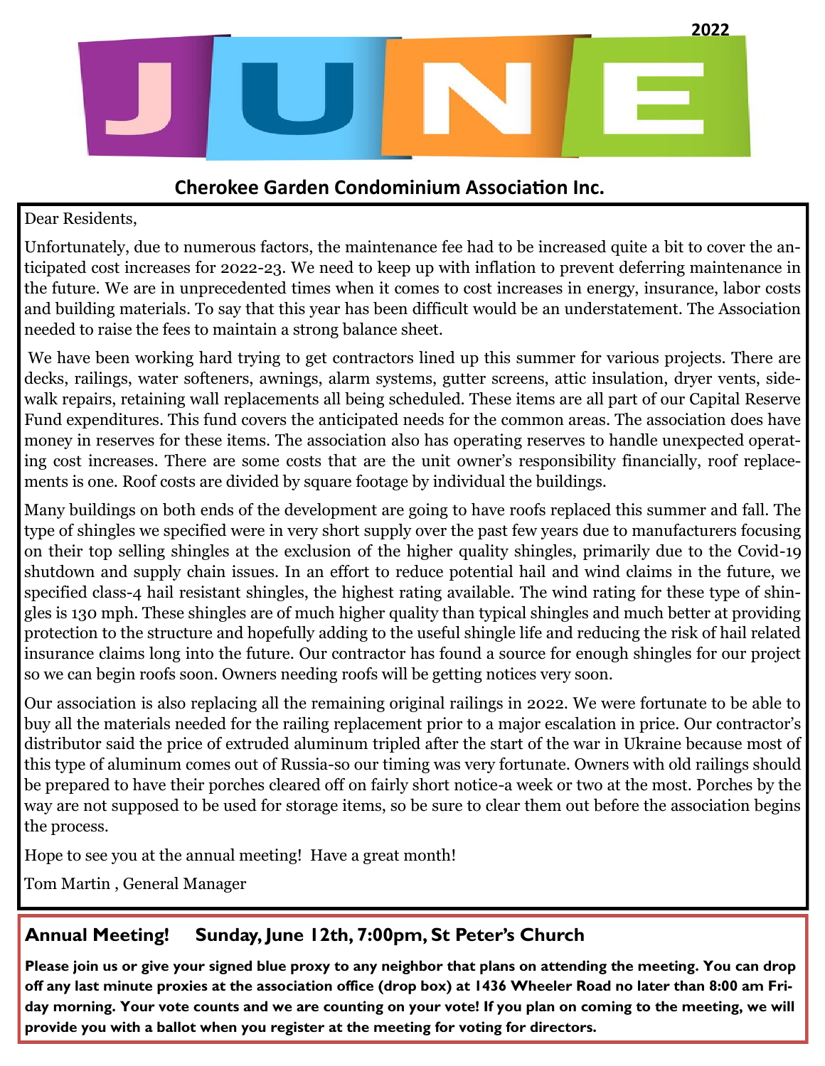# JUNE 2022

## Cherokee Garden Condominium Association Inc.

Dear Residents,

Unfortunately, due to numerous factors, the maintenance fee had to be increased quite a bit to cover the anticipated cost increases for 2022-23. We need to keep up with inflation to prevent deferring maintenance in the future. We are in unprecedented times when it comes to cost increases in energy, insurance, labor costs and building materials. To say that this year has been difficult would be an understatement. The Association needed to raise the fees to maintain a strong balance sheet.

We have been working hard trying to get contractors lined up this summer for various projects. There are decks, railings, water softeners, awnings, alarm systems, gutter screens, attic insulation, dryer vents, sidewalk repairs, retaining wall replacements all being scheduled. These items are all part of our Capital Reserve Fund expenditures. This fund covers the anticipated needs for the common areas. The association does have money in reserves for these items. The association also has operating reserves to handle unexpected operating cost increases. There are some costs that are the unit owner's responsibility financially, roof replacements is one. Roof costs are divided by square footage by individual the buildings.

Many buildings on both ends of the development are going to have roofs replaced this summer and fall. The type of shingles we specified were in very short supply over the past few years due to manufacturers focusing on their top selling shingles at the exclusion of the higher quality shingles, primarily due to the Covid-19 shutdown and supply chain issues. In an effort to reduce potential hail and wind claims in the future, we specified class-4 hail resistant shingles, the highest rating available. The wind rating for these type of shingles is 130 mph. These shingles are of much higher quality than typical shingles and much better at providing protection to the structure and hopefully adding to the useful shingle life and reducing the risk of hail related insurance claims long into the future. Our contractor has found a source for enough shingles for our project so we can begin roofs soon. Owners needing roofs will be getting notices very soon.

Our association is also replacing all the remaining original railings in 2022. We were fortunate to be able to buy all the materials needed for the railing replacement prior to a major escalation in price. Our contractor's distributor said the price of extruded aluminum tripled after the start of the war in Ukraine because most of this type of aluminum comes out of Russia-so our timing was very fortunate. Owners with old railings should be prepared to have their porches cleared off on fairly short notice-a week or two at the most. Porches by the way are not supposed to be used for storage items, so be sure to clear them out before the association begins the process.

Hope to see you at the annual meeting! Have a great month!

Tom Martin , General Manager

## Annual Meeting! Sunday, June 12th, 7:00pm, St Peter's Church

**Please join us or give your signed blue proxy to any neighbor that plans on attending the meeting. You can drop off any last minute proxies at the association office (drop box) at 1436 Wheeler Road no later than 8:00 am Friday morning. Your vote counts and we are counting on your vote! If you plan on coming to the meeting, we will provide you with a ballot when you register at the meeting for voting for directors.**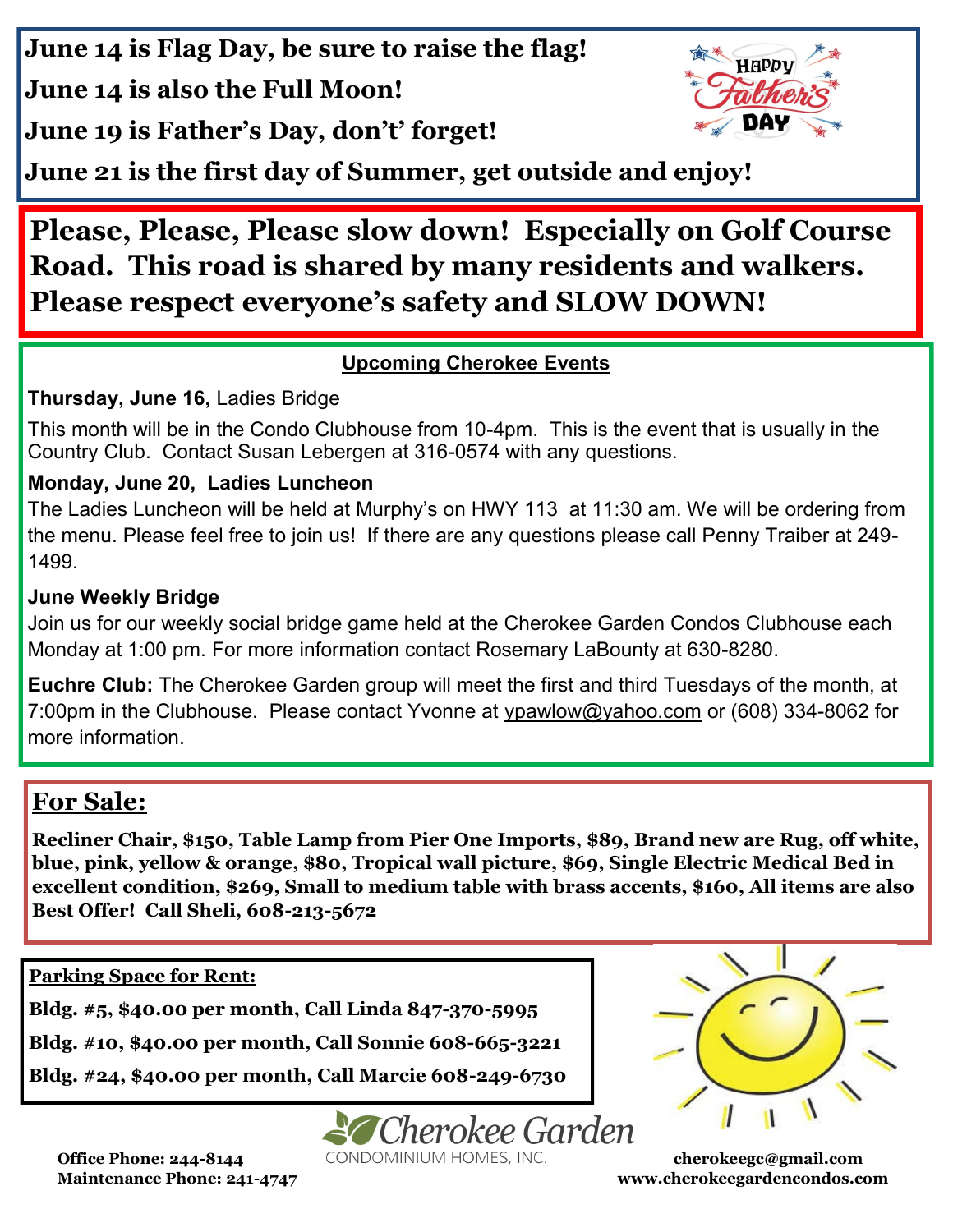**June 14 is Flag Day, be sure to raise the flag!**

**June 14 is also the Full Moon!**

**June 19 is Father's Day, don't' forget!**

**June 21 is the first day of Summer, get outside and enjoy!**

**Please, Please, Please slow down! Especially on Golf Course Road. This road is shared by many residents and walkers. Please respect everyone's safety and SLOW DOWN!**

## Upcoming Cherokee Events

**Thursday, June 16,** Ladies Bridge

This month will be in the Condo Clubhouse from 10-4pm. This is the event that is usually in the Country Club. Contact Susan Lebergen at 316-0574 with any questions.

**Monday, June 20, Ladies Luncheon**

The Ladies Luncheon will be held at Murphy's on HWY 113 at 11:30 am. We will be ordering from the menu. Please feel free to join us! If there are any questions please call Penny Traiber at 249-1499.

**June Weekly Bridge**

Join us for our weekly social bridge game held at the Cherokee Garden Condos Clubhouse each Monday at 1:00 pm. For more information contact Rosemary LaBounty at 630-8280.

**Euchre Club:** The Cherokee Garden group will meet the first and third Tuesdays of the month, at 7:00pm in the Clubhouse. Please contact Yvonne at ypawlow@yahoo.com or (608) 334-8062 for more information.

## For Sale:

**Recliner Chair, $150, Table Lamp from Pier One Imports, $89, Brand new are Rug, off white, blue, pink, yellow & orange, $80, Tropical wall picture, $69, Single Electric Medical Bed in excellent condition, $269, Small to medium table with brass accents, $160, All items are also Best Offer! Call Sheli, 608-213-5672**

## Parking Space for Rent:

**Bldg. #5, $40.00 per month, Call Linda 847-370-5995**

**Bldg. #10, $40.00 per month, Call Sonnie 608-665-3221**

**Bldg. #24, $40.00 per month, Call Marcie 608-249-6730**

Cherokee Garden
CONDOMINIUM HOMES, INC.

**Office Phone: 244-8144**
**Maintenance Phone: 241-4747**

**cherokeegc@gmail.com**
**www.cherokeegardencondos.com**